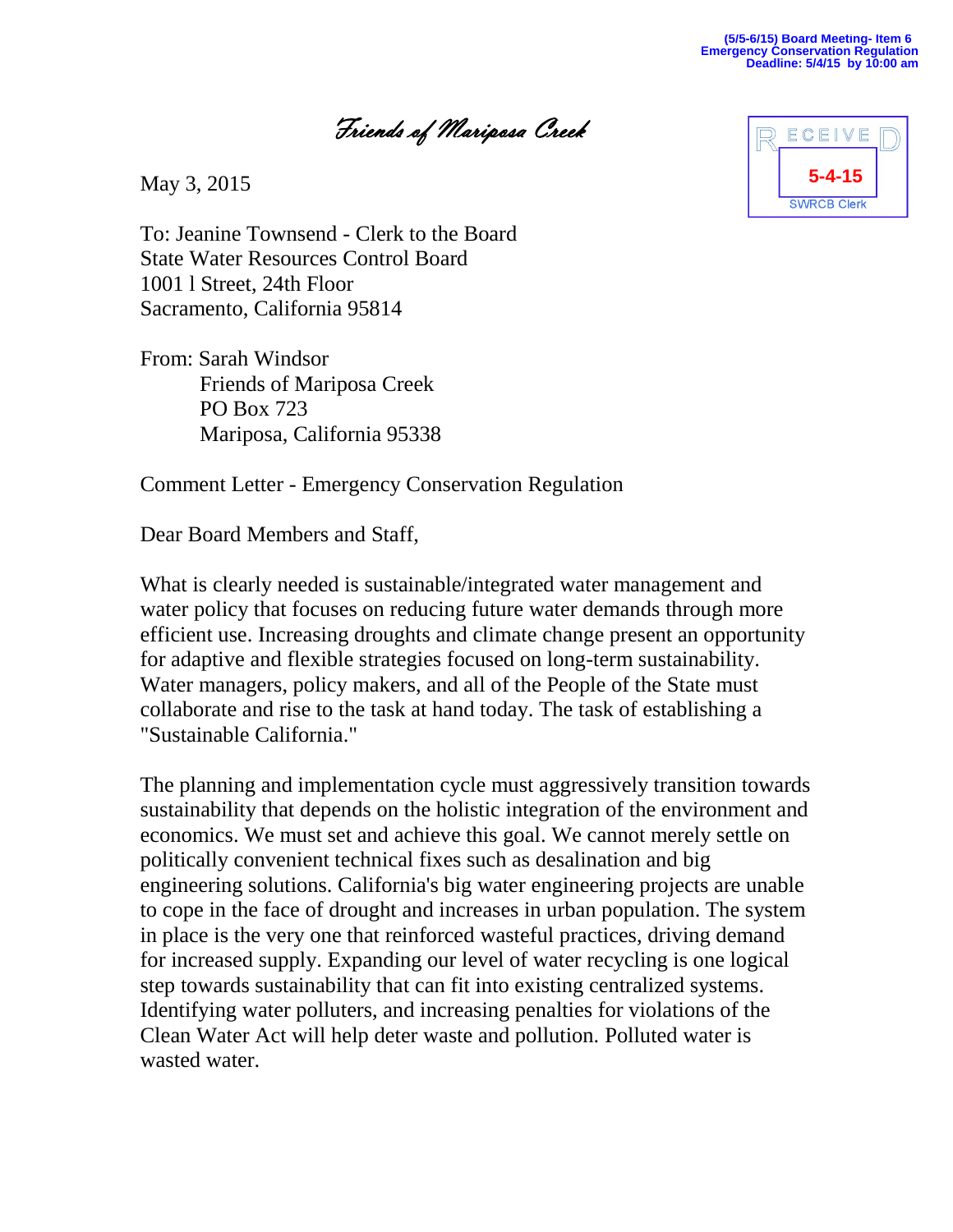(5/5-6/15) Board Meeting- Item 6
Emergency Conservation Regulation
Deadline: 5/4/15 by 10:00 am

*Friends of Mariposa Creek*

RECEIVED
5-4-15
SWRCB Clerk

May 3, 2015

To: Jeanine Townsend - Clerk to the Board
State Water Resources Control Board
1001 l Street, 24th Floor
Sacramento, California 95814

From: Sarah Windsor
Friends of Mariposa Creek
PO Box 723
Mariposa, California 95338

Comment Letter - Emergency Conservation Regulation

Dear Board Members and Staff,

What is clearly needed is sustainable/integrated water management and water policy that focuses on reducing future water demands through more efficient use. Increasing droughts and climate change present an opportunity for adaptive and flexible strategies focused on long-term sustainability. Water managers, policy makers, and all of the People of the State must collaborate and rise to the task at hand today. The task of establishing a "Sustainable California."

The planning and implementation cycle must aggressively transition towards sustainability that depends on the holistic integration of the environment and economics. We must set and achieve this goal. We cannot merely settle on politically convenient technical fixes such as desalination and big engineering solutions. California's big water engineering projects are unable to cope in the face of drought and increases in urban population. The system in place is the very one that reinforced wasteful practices, driving demand for increased supply. Expanding our level of water recycling is one logical step towards sustainability that can fit into existing centralized systems. Identifying water polluters, and increasing penalties for violations of the Clean Water Act will help deter waste and pollution. Polluted water is wasted water.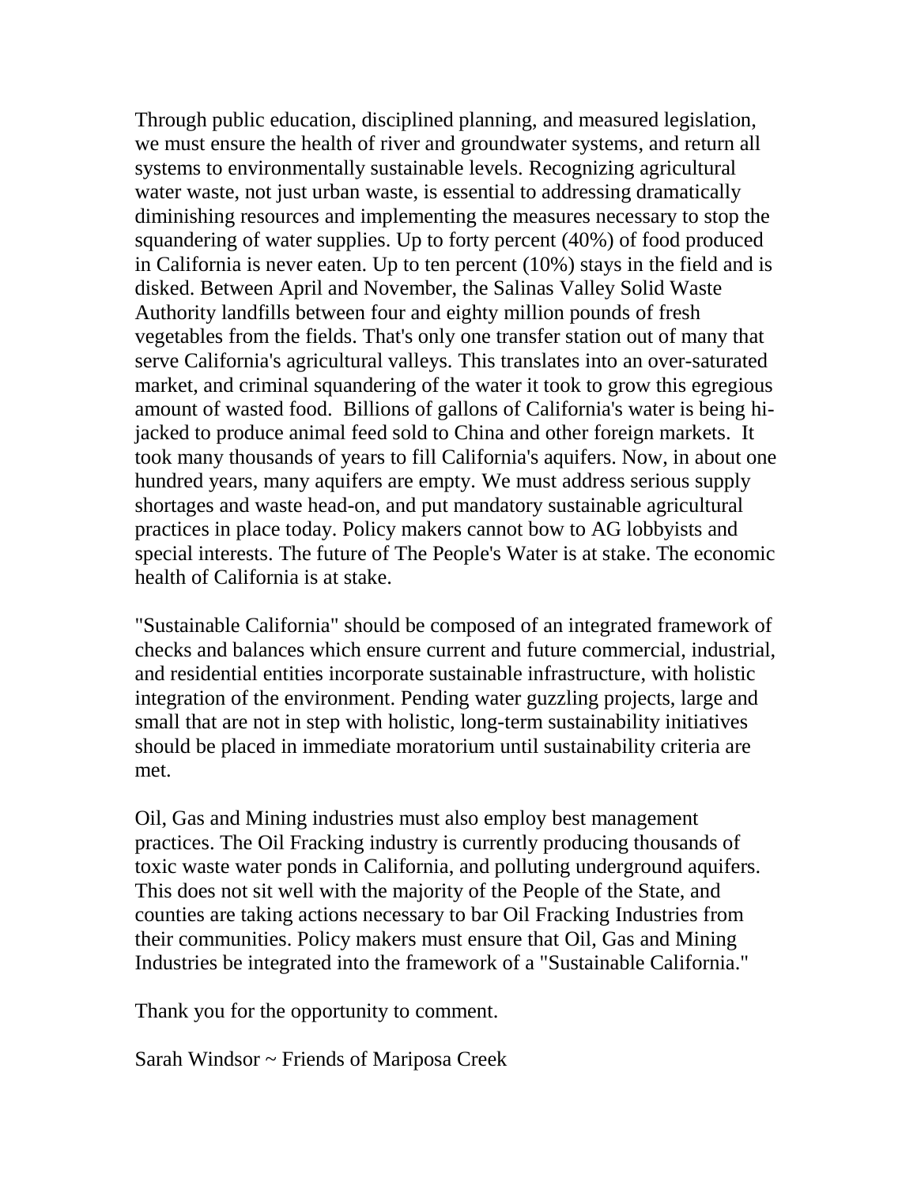Through public education, disciplined planning, and measured legislation, we must ensure the health of river and groundwater systems, and return all systems to environmentally sustainable levels. Recognizing agricultural water waste, not just urban waste, is essential to addressing dramatically diminishing resources and implementing the measures necessary to stop the squandering of water supplies. Up to forty percent (40%) of food produced in California is never eaten. Up to ten percent (10%) stays in the field and is disked. Between April and November, the Salinas Valley Solid Waste Authority landfills between four and eighty million pounds of fresh vegetables from the fields. That's only one transfer station out of many that serve California's agricultural valleys. This translates into an over-saturated market, and criminal squandering of the water it took to grow this egregious amount of wasted food. Billions of gallons of California's water is being hi-jacked to produce animal feed sold to China and other foreign markets. It took many thousands of years to fill California's aquifers. Now, in about one hundred years, many aquifers are empty. We must address serious supply shortages and waste head-on, and put mandatory sustainable agricultural practices in place today. Policy makers cannot bow to AG lobbyists and special interests. The future of The People's Water is at stake. The economic health of California is at stake.

"Sustainable California" should be composed of an integrated framework of checks and balances which ensure current and future commercial, industrial, and residential entities incorporate sustainable infrastructure, with holistic integration of the environment. Pending water guzzling projects, large and small that are not in step with holistic, long-term sustainability initiatives should be placed in immediate moratorium until sustainability criteria are met.

Oil, Gas and Mining industries must also employ best management practices. The Oil Fracking industry is currently producing thousands of toxic waste water ponds in California, and polluting underground aquifers. This does not sit well with the majority of the People of the State, and counties are taking actions necessary to bar Oil Fracking Industries from their communities. Policy makers must ensure that Oil, Gas and Mining Industries be integrated into the framework of a "Sustainable California."

Thank you for the opportunity to comment.

Sarah Windsor ~ Friends of Mariposa Creek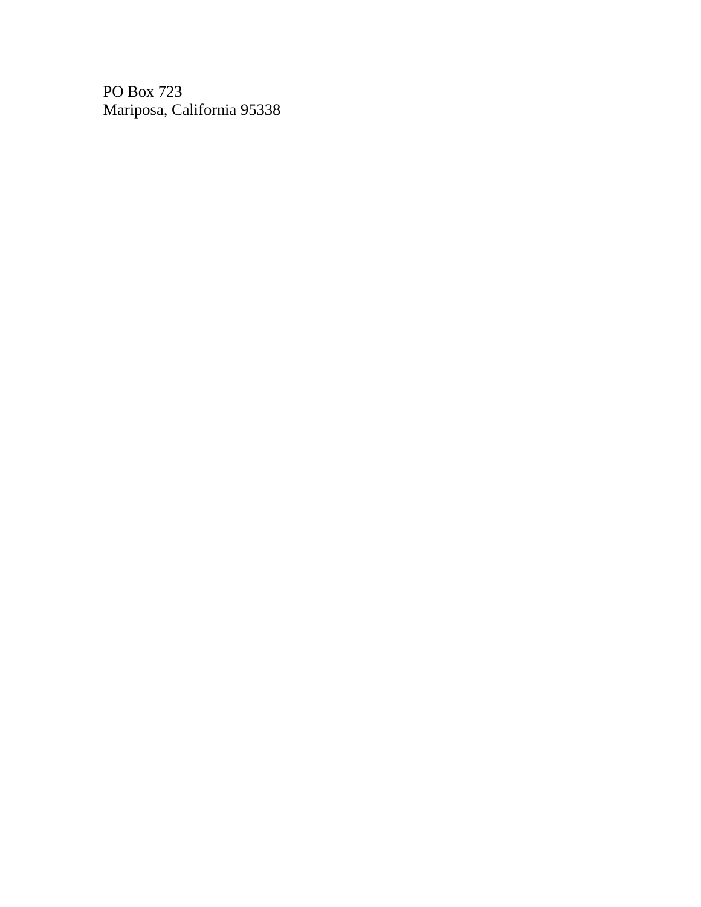PO Box 723
Mariposa, California 95338